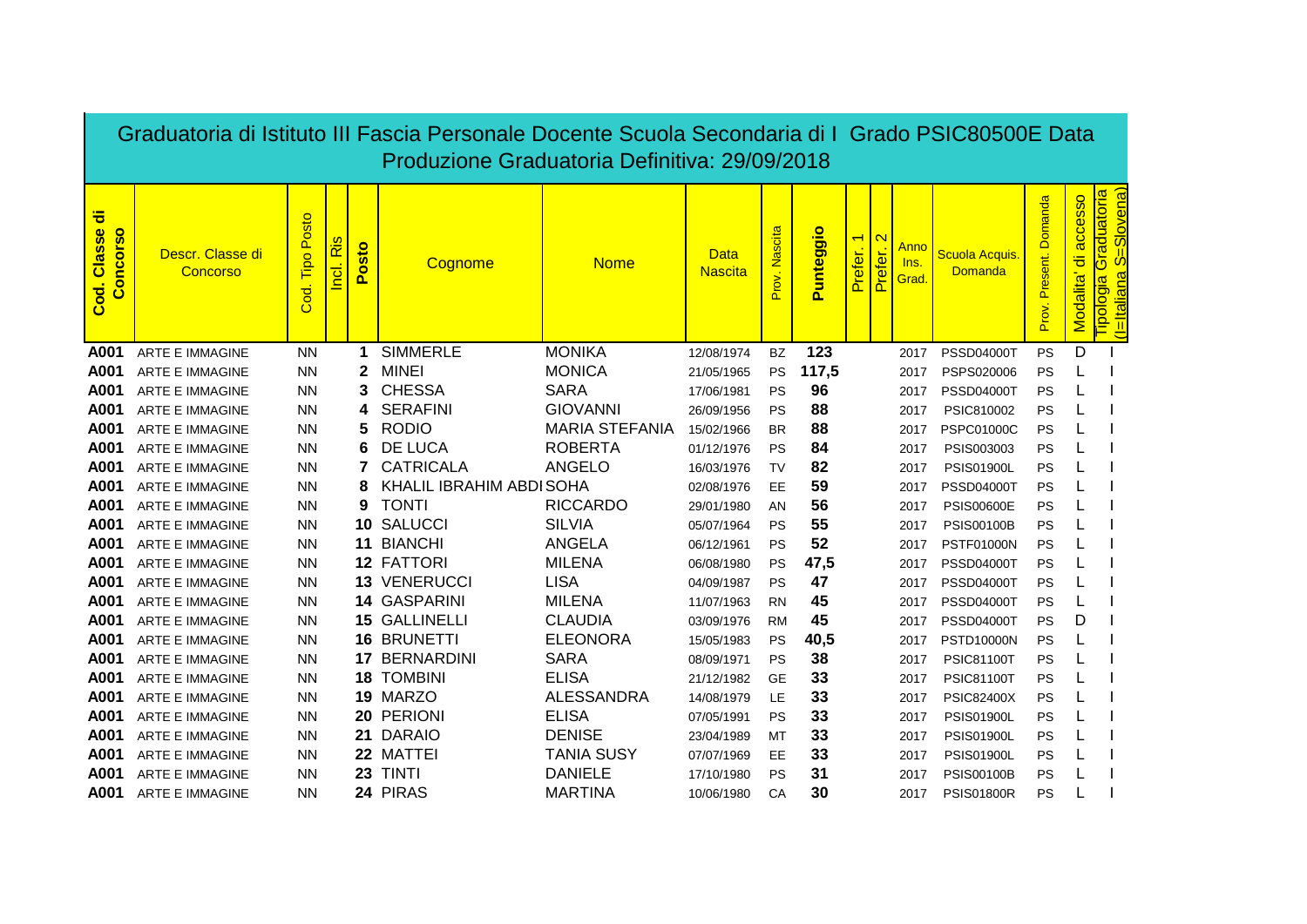# Graduatoria di Istituto III Fascia Personale Docente Scuola Secondaria di I Grado PSIC80500E Data Produzione Graduatoria Definitiva: 29/09/2018

| Cod. Classe di Concorso | Descr. Classe di Concorso | Cod. Tipo Posto | Incl. Ris | Posto | Cognome | Nome | Data Nascita | Prov. Nascita | Punteggio | Prefer. 1 | Prefer. 2 | Anno Ins. Grad. | Scuola Acquis. Domanda | Prov. Present. Domanda | Modalita' di accesso | Tipologia Graduatoria (I=Italiana S=Slovena) |
|---|---|---|---|---|---|---|---|---|---|---|---|---|---|---|---|---|
| A001 | ARTE E IMMAGINE | NN | | 1 | SIMMERLE | MONIKA | 12/08/1974 | BZ | 123 | | | 2017 | PSSD04000T | PS | D | I |
| A001 | ARTE E IMMAGINE | NN | | 2 | MINEI | MONICA | 21/05/1965 | PS | 117,5 | | | 2017 | PSPS020006 | PS | L | I |
| A001 | ARTE E IMMAGINE | NN | | 3 | CHESSA | SARA | 17/06/1981 | PS | 96 | | | 2017 | PSSD04000T | PS | L | I |
| A001 | ARTE E IMMAGINE | NN | | 4 | SERAFINI | GIOVANNI | 26/09/1956 | PS | 88 | | | 2017 | PSIC810002 | PS | L | I |
| A001 | ARTE E IMMAGINE | NN | | 5 | RODIO | MARIA STEFANIA | 15/02/1966 | BR | 88 | | | 2017 | PSPC01000C | PS | L | I |
| A001 | ARTE E IMMAGINE | NN | | 6 | DE LUCA | ROBERTA | 01/12/1976 | PS | 84 | | | 2017 | PSIS003003 | PS | L | I |
| A001 | ARTE E IMMAGINE | NN | | 7 | CATRICALA | ANGELO | 16/03/1976 | TV | 82 | | | 2017 | PSIS01900L | PS | L | I |
| A001 | ARTE E IMMAGINE | NN | | 8 | KHALIL IBRAHIM ABDI | SOHA | 02/08/1976 | EE | 59 | | | 2017 | PSSD04000T | PS | L | I |
| A001 | ARTE E IMMAGINE | NN | | 9 | TONTI | RICCARDO | 29/01/1980 | AN | 56 | | | 2017 | PSIS00600E | PS | L | I |
| A001 | ARTE E IMMAGINE | NN | | 10 | SALUCCI | SILVIA | 05/07/1964 | PS | 55 | | | 2017 | PSIS00100B | PS | L | I |
| A001 | ARTE E IMMAGINE | NN | | 11 | BIANCHI | ANGELA | 06/12/1961 | PS | 52 | | | 2017 | PSTF01000N | PS | L | I |
| A001 | ARTE E IMMAGINE | NN | | 12 | FATTORI | MILENA | 06/08/1980 | PS | 47,5 | | | 2017 | PSSD04000T | PS | L | I |
| A001 | ARTE E IMMAGINE | NN | | 13 | VENERUCCI | LISA | 04/09/1987 | PS | 47 | | | 2017 | PSSD04000T | PS | L | I |
| A001 | ARTE E IMMAGINE | NN | | 14 | GASPARINI | MILENA | 11/07/1963 | RN | 45 | | | 2017 | PSSD04000T | PS | L | I |
| A001 | ARTE E IMMAGINE | NN | | 15 | GALLINELLI | CLAUDIA | 03/09/1976 | RM | 45 | | | 2017 | PSSD04000T | PS | D | I |
| A001 | ARTE E IMMAGINE | NN | | 16 | BRUNETTI | ELEONORA | 15/05/1983 | PS | 40,5 | | | 2017 | PSTD10000N | PS | L | I |
| A001 | ARTE E IMMAGINE | NN | | 17 | BERNARDINI | SARA | 08/09/1971 | PS | 38 | | | 2017 | PSIC81100T | PS | L | I |
| A001 | ARTE E IMMAGINE | NN | | 18 | TOMBINI | ELISA | 21/12/1982 | GE | 33 | | | 2017 | PSIC81100T | PS | L | I |
| A001 | ARTE E IMMAGINE | NN | | 19 | MARZO | ALESSANDRA | 14/08/1979 | LE | 33 | | | 2017 | PSIC82400X | PS | L | I |
| A001 | ARTE E IMMAGINE | NN | | 20 | PERIONI | ELISA | 07/05/1991 | PS | 33 | | | 2017 | PSIS01900L | PS | L | I |
| A001 | ARTE E IMMAGINE | NN | | 21 | DARAIO | DENISE | 23/04/1989 | MT | 33 | | | 2017 | PSIS01900L | PS | L | I |
| A001 | ARTE E IMMAGINE | NN | | 22 | MATTEI | TANIA SUSY | 07/07/1969 | EE | 33 | | | 2017 | PSIS01900L | PS | L | I |
| A001 | ARTE E IMMAGINE | NN | | 23 | TINTI | DANIELE | 17/10/1980 | PS | 31 | | | 2017 | PSIS00100B | PS | L | I |
| A001 | ARTE E IMMAGINE | NN | | 24 | PIRAS | MARTINA | 10/06/1980 | CA | 30 | | | 2017 | PSIS01800R | PS | L | I |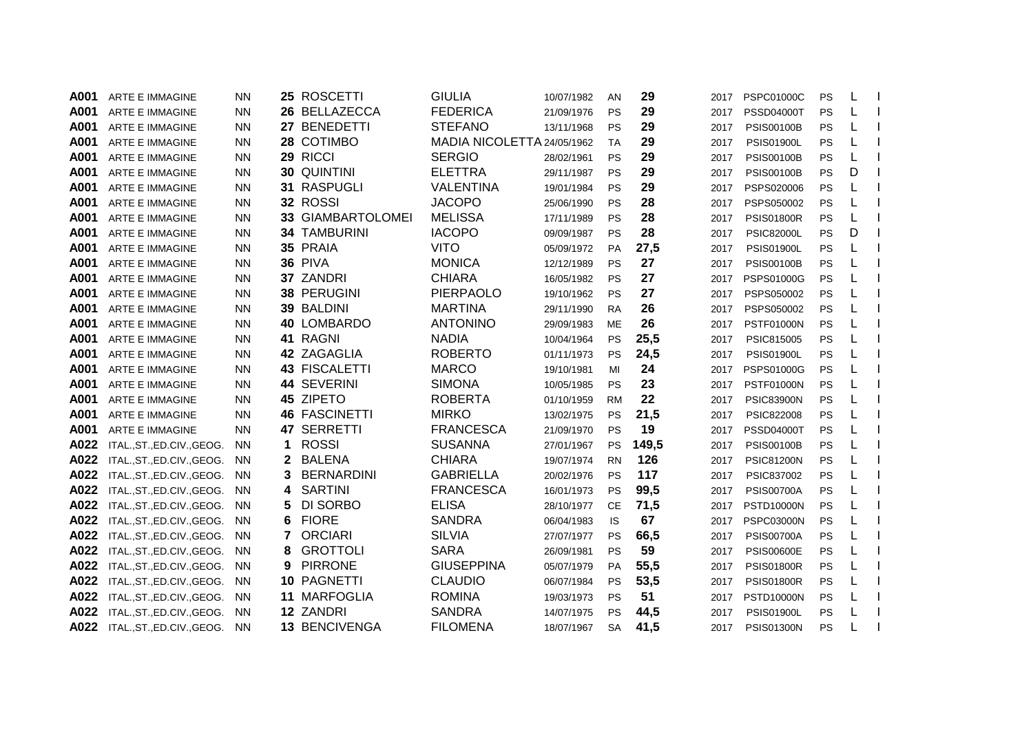| | | | | | | | | | | | | | |
|---|---|---|---|---|---|---|---|---|---|---|---|---|---|
| **A001** | ARTE E IMMAGINE | NN | **25** | ROSCETTI | GIULIA | 10/07/1982 | AN | **29** | 2017 | PSPC01000C | PS | L | I |
| **A001** | ARTE E IMMAGINE | NN | **26** | BELLAZECCA | FEDERICA | 21/09/1976 | PS | **29** | 2017 | PSSD04000T | PS | L | I |
| **A001** | ARTE E IMMAGINE | NN | **27** | BENEDETTI | STEFANO | 13/11/1968 | PS | **29** | 2017 | PSIS00100B | PS | L | I |
| **A001** | ARTE E IMMAGINE | NN | **28** | COTIMBO | MADIA NICOLETTA | 24/05/1962 | TA | **29** | 2017 | PSIS01900L | PS | L | I |
| **A001** | ARTE E IMMAGINE | NN | **29** | RICCI | SERGIO | 28/02/1961 | PS | **29** | 2017 | PSIS00100B | PS | L | I |
| **A001** | ARTE E IMMAGINE | NN | **30** | QUINTINI | ELETTRA | 29/11/1987 | PS | **29** | 2017 | PSIS00100B | PS | D | I |
| **A001** | ARTE E IMMAGINE | NN | **31** | RASPUGLI | VALENTINA | 19/01/1984 | PS | **29** | 2017 | PSPS020006 | PS | L | I |
| **A001** | ARTE E IMMAGINE | NN | **32** | ROSSI | JACOPO | 25/06/1990 | PS | **28** | 2017 | PSPS050002 | PS | L | I |
| **A001** | ARTE E IMMAGINE | NN | **33** | GIAMBARTOLOMEI | MELISSA | 17/11/1989 | PS | **28** | 2017 | PSIS01800R | PS | L | I |
| **A001** | ARTE E IMMAGINE | NN | **34** | TAMBURINI | IACOPO | 09/09/1987 | PS | **28** | 2017 | PSIC82000L | PS | D | I |
| **A001** | ARTE E IMMAGINE | NN | **35** | PRAIA | VITO | 05/09/1972 | PA | **27,5** | 2017 | PSIS01900L | PS | L | I |
| **A001** | ARTE E IMMAGINE | NN | **36** | PIVA | MONICA | 12/12/1989 | PS | **27** | 2017 | PSIS00100B | PS | L | I |
| **A001** | ARTE E IMMAGINE | NN | **37** | ZANDRI | CHIARA | 16/05/1982 | PS | **27** | 2017 | PSPS01000G | PS | L | I |
| **A001** | ARTE E IMMAGINE | NN | **38** | PERUGINI | PIERPAOLO | 19/10/1962 | PS | **27** | 2017 | PSPS050002 | PS | L | I |
| **A001** | ARTE E IMMAGINE | NN | **39** | BALDINI | MARTINA | 29/11/1990 | RA | **26** | 2017 | PSPS050002 | PS | L | I |
| **A001** | ARTE E IMMAGINE | NN | **40** | LOMBARDO | ANTONINO | 29/09/1983 | ME | **26** | 2017 | PSTF01000N | PS | L | I |
| **A001** | ARTE E IMMAGINE | NN | **41** | RAGNI | NADIA | 10/04/1964 | PS | **25,5** | 2017 | PSIC815005 | PS | L | I |
| **A001** | ARTE E IMMAGINE | NN | **42** | ZAGAGLIA | ROBERTO | 01/11/1973 | PS | **24,5** | 2017 | PSIS01900L | PS | L | I |
| **A001** | ARTE E IMMAGINE | NN | **43** | FISCALETTI | MARCO | 19/10/1981 | MI | **24** | 2017 | PSPS01000G | PS | L | I |
| **A001** | ARTE E IMMAGINE | NN | **44** | SEVERINI | SIMONA | 10/05/1985 | PS | **23** | 2017 | PSTF01000N | PS | L | I |
| **A001** | ARTE E IMMAGINE | NN | **45** | ZIPETO | ROBERTA | 01/10/1959 | RM | **22** | 2017 | PSIC83900N | PS | L | I |
| **A001** | ARTE E IMMAGINE | NN | **46** | FASCINETTI | MIRKO | 13/02/1975 | PS | **21,5** | 2017 | PSIC822008 | PS | L | I |
| **A001** | ARTE E IMMAGINE | NN | **47** | SERRETTI | FRANCESCA | 21/09/1970 | PS | **19** | 2017 | PSSD04000T | PS | L | I |
| **A022** | ITAL.,ST.,ED.CIV.,GEOG. | NN | **1** | ROSSI | SUSANNA | 27/01/1967 | PS | **149,5** | 2017 | PSIS00100B | PS | L | I |
| **A022** | ITAL.,ST.,ED.CIV.,GEOG. | NN | **2** | BALENA | CHIARA | 19/07/1974 | RN | **126** | 2017 | PSIC81200N | PS | L | I |
| **A022** | ITAL.,ST.,ED.CIV.,GEOG. | NN | **3** | BERNARDINI | GABRIELLA | 20/02/1976 | PS | **117** | 2017 | PSIC837002 | PS | L | I |
| **A022** | ITAL.,ST.,ED.CIV.,GEOG. | NN | **4** | SARTINI | FRANCESCA | 16/01/1973 | PS | **99,5** | 2017 | PSIS00700A | PS | L | I |
| **A022** | ITAL.,ST.,ED.CIV.,GEOG. | NN | **5** | DI SORBO | ELISA | 28/10/1977 | CE | **71,5** | 2017 | PSTD10000N | PS | L | I |
| **A022** | ITAL.,ST.,ED.CIV.,GEOG. | NN | **6** | FIORE | SANDRA | 06/04/1983 | IS | **67** | 2017 | PSPC03000N | PS | L | I |
| **A022** | ITAL.,ST.,ED.CIV.,GEOG. | NN | **7** | ORCIARI | SILVIA | 27/07/1977 | PS | **66,5** | 2017 | PSIS00700A | PS | L | I |
| **A022** | ITAL.,ST.,ED.CIV.,GEOG. | NN | **8** | GROTTOLI | SARA | 26/09/1981 | PS | **59** | 2017 | PSIS00600E | PS | L | I |
| **A022** | ITAL.,ST.,ED.CIV.,GEOG. | NN | **9** | PIRRONE | GIUSEPPINA | 05/07/1979 | PA | **55,5** | 2017 | PSIS01800R | PS | L | I |
| **A022** | ITAL.,ST.,ED.CIV.,GEOG. | NN | **10** | PAGNETTI | CLAUDIO | 06/07/1984 | PS | **53,5** | 2017 | PSIS01800R | PS | L | I |
| **A022** | ITAL.,ST.,ED.CIV.,GEOG. | NN | **11** | MARFOGLIA | ROMINA | 19/03/1973 | PS | **51** | 2017 | PSTD10000N | PS | L | I |
| **A022** | ITAL.,ST.,ED.CIV.,GEOG. | NN | **12** | ZANDRI | SANDRA | 14/07/1975 | PS | **44,5** | 2017 | PSIS01900L | PS | L | I |
| **A022** | ITAL.,ST.,ED.CIV.,GEOG. | NN | **13** | BENCIVENGA | FILOMENA | 18/07/1967 | SA | **41,5** | 2017 | PSIS01300N | PS | L | I |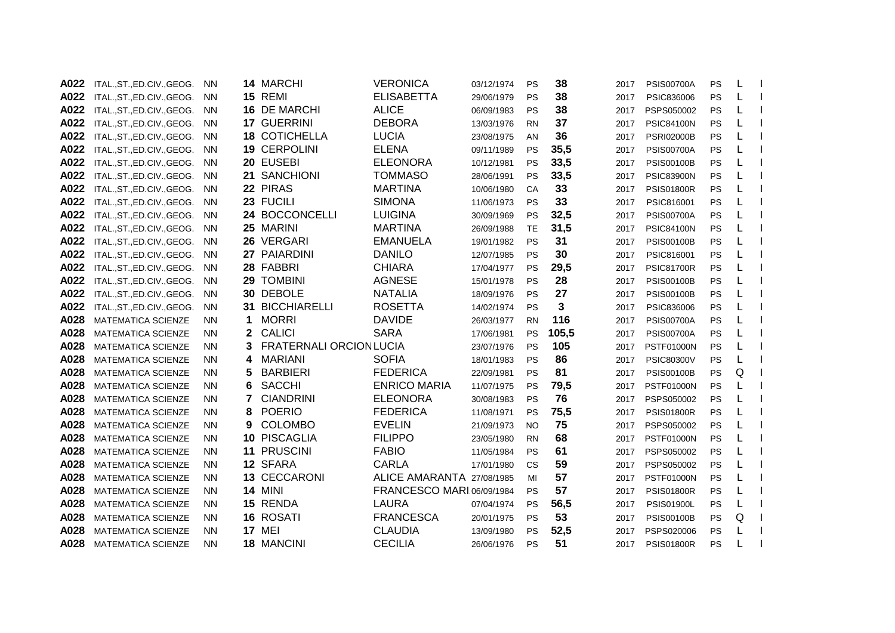| | | | | | | | | | | | | | |
|---|---|---|---|---|---|---|---|---|---|---|---|---|---|
| A022 | ITAL.,ST.,ED.CIV.,GEOG. | NN | 14 | MARCHI | VERONICA | 03/12/1974 | PS | 38 | 2017 | PSIS00700A | PS | L | I |
| A022 | ITAL.,ST.,ED.CIV.,GEOG. | NN | 15 | REMI | ELISABETTA | 29/06/1979 | PS | 38 | 2017 | PSIC836006 | PS | L | I |
| A022 | ITAL.,ST.,ED.CIV.,GEOG. | NN | 16 | DE MARCHI | ALICE | 06/09/1983 | PS | 38 | 2017 | PSPS050002 | PS | L | I |
| A022 | ITAL.,ST.,ED.CIV.,GEOG. | NN | 17 | GUERRINI | DEBORA | 13/03/1976 | RN | 37 | 2017 | PSIC84100N | PS | L | I |
| A022 | ITAL.,ST.,ED.CIV.,GEOG. | NN | 18 | COTICHELLA | LUCIA | 23/08/1975 | AN | 36 | 2017 | PSRI02000B | PS | L | I |
| A022 | ITAL.,ST.,ED.CIV.,GEOG. | NN | 19 | CERPOLINI | ELENA | 09/11/1989 | PS | 35,5 | 2017 | PSIS00700A | PS | L | I |
| A022 | ITAL.,ST.,ED.CIV.,GEOG. | NN | 20 | EUSEBI | ELEONORA | 10/12/1981 | PS | 33,5 | 2017 | PSIS00100B | PS | L | I |
| A022 | ITAL.,ST.,ED.CIV.,GEOG. | NN | 21 | SANCHIONI | TOMMASO | 28/06/1991 | PS | 33,5 | 2017 | PSIC83900N | PS | L | I |
| A022 | ITAL.,ST.,ED.CIV.,GEOG. | NN | 22 | PIRAS | MARTINA | 10/06/1980 | CA | 33 | 2017 | PSIS01800R | PS | L | I |
| A022 | ITAL.,ST.,ED.CIV.,GEOG. | NN | 23 | FUCILI | SIMONA | 11/06/1973 | PS | 33 | 2017 | PSIC816001 | PS | L | I |
| A022 | ITAL.,ST.,ED.CIV.,GEOG. | NN | 24 | BOCCONCELLI | LUIGINA | 30/09/1969 | PS | 32,5 | 2017 | PSIS00700A | PS | L | I |
| A022 | ITAL.,ST.,ED.CIV.,GEOG. | NN | 25 | MARINI | MARTINA | 26/09/1988 | TE | 31,5 | 2017 | PSIC84100N | PS | L | I |
| A022 | ITAL.,ST.,ED.CIV.,GEOG. | NN | 26 | VERGARI | EMANUELA | 19/01/1982 | PS | 31 | 2017 | PSIS00100B | PS | L | I |
| A022 | ITAL.,ST.,ED.CIV.,GEOG. | NN | 27 | PAIARDINI | DANILO | 12/07/1985 | PS | 30 | 2017 | PSIC816001 | PS | L | I |
| A022 | ITAL.,ST.,ED.CIV.,GEOG. | NN | 28 | FABBRI | CHIARA | 17/04/1977 | PS | 29,5 | 2017 | PSIC81700R | PS | L | I |
| A022 | ITAL.,ST.,ED.CIV.,GEOG. | NN | 29 | TOMBINI | AGNESE | 15/01/1978 | PS | 28 | 2017 | PSIS00100B | PS | L | I |
| A022 | ITAL.,ST.,ED.CIV.,GEOG. | NN | 30 | DEBOLE | NATALIA | 18/09/1976 | PS | 27 | 2017 | PSIS00100B | PS | L | I |
| A022 | ITAL.,ST.,ED.CIV.,GEOG. | NN | 31 | BICCHIARELLI | ROSETTA | 14/02/1974 | PS | 3 | 2017 | PSIC836006 | PS | L | I |
| A028 | MATEMATICA SCIENZE | NN | 1 | MORRI | DAVIDE | 26/03/1977 | RN | 116 | 2017 | PSIS00700A | PS | L | I |
| A028 | MATEMATICA SCIENZE | NN | 2 | CALICI | SARA | 17/06/1981 | PS | 105,5 | 2017 | PSIS00700A | PS | L | I |
| A028 | MATEMATICA SCIENZE | NN | 3 | FRATERNALI ORCION | LUCIA | 23/07/1976 | PS | 105 | 2017 | PSTF01000N | PS | L | I |
| A028 | MATEMATICA SCIENZE | NN | 4 | MARIANI | SOFIA | 18/01/1983 | PS | 86 | 2017 | PSIC80300V | PS | L | I |
| A028 | MATEMATICA SCIENZE | NN | 5 | BARBIERI | FEDERICA | 22/09/1981 | PS | 81 | 2017 | PSIS00100B | PS | Q | I |
| A028 | MATEMATICA SCIENZE | NN | 6 | SACCHI | ENRICO MARIA | 11/07/1975 | PS | 79,5 | 2017 | PSTF01000N | PS | L | I |
| A028 | MATEMATICA SCIENZE | NN | 7 | CIANDRINI | ELEONORA | 30/08/1983 | PS | 76 | 2017 | PSPS050002 | PS | L | I |
| A028 | MATEMATICA SCIENZE | NN | 8 | POERIO | FEDERICA | 11/08/1971 | PS | 75,5 | 2017 | PSIS01800R | PS | L | I |
| A028 | MATEMATICA SCIENZE | NN | 9 | COLOMBO | EVELIN | 21/09/1973 | NO | 75 | 2017 | PSPS050002 | PS | L | I |
| A028 | MATEMATICA SCIENZE | NN | 10 | PISCAGLIA | FILIPPO | 23/05/1980 | RN | 68 | 2017 | PSTF01000N | PS | L | I |
| A028 | MATEMATICA SCIENZE | NN | 11 | PRUSCINI | FABIO | 11/05/1984 | PS | 61 | 2017 | PSPS050002 | PS | L | I |
| A028 | MATEMATICA SCIENZE | NN | 12 | SFARA | CARLA | 17/01/1980 | CS | 59 | 2017 | PSPS050002 | PS | L | I |
| A028 | MATEMATICA SCIENZE | NN | 13 | CECCARONI | ALICE AMARANTA | 27/08/1985 | MI | 57 | 2017 | PSTF01000N | PS | L | I |
| A028 | MATEMATICA SCIENZE | NN | 14 | MINI | FRANCESCO MARI | 06/09/1984 | PS | 57 | 2017 | PSIS01800R | PS | L | I |
| A028 | MATEMATICA SCIENZE | NN | 15 | RENDA | LAURA | 07/04/1974 | PS | 56,5 | 2017 | PSIS01900L | PS | L | I |
| A028 | MATEMATICA SCIENZE | NN | 16 | ROSATI | FRANCESCA | 20/01/1975 | PS | 53 | 2017 | PSIS00100B | PS | Q | I |
| A028 | MATEMATICA SCIENZE | NN | 17 | MEI | CLAUDIA | 13/09/1980 | PS | 52,5 | 2017 | PSPS020006 | PS | L | I |
| A028 | MATEMATICA SCIENZE | NN | 18 | MANCINI | CECILIA | 26/06/1976 | PS | 51 | 2017 | PSIS01800R | PS | L | I |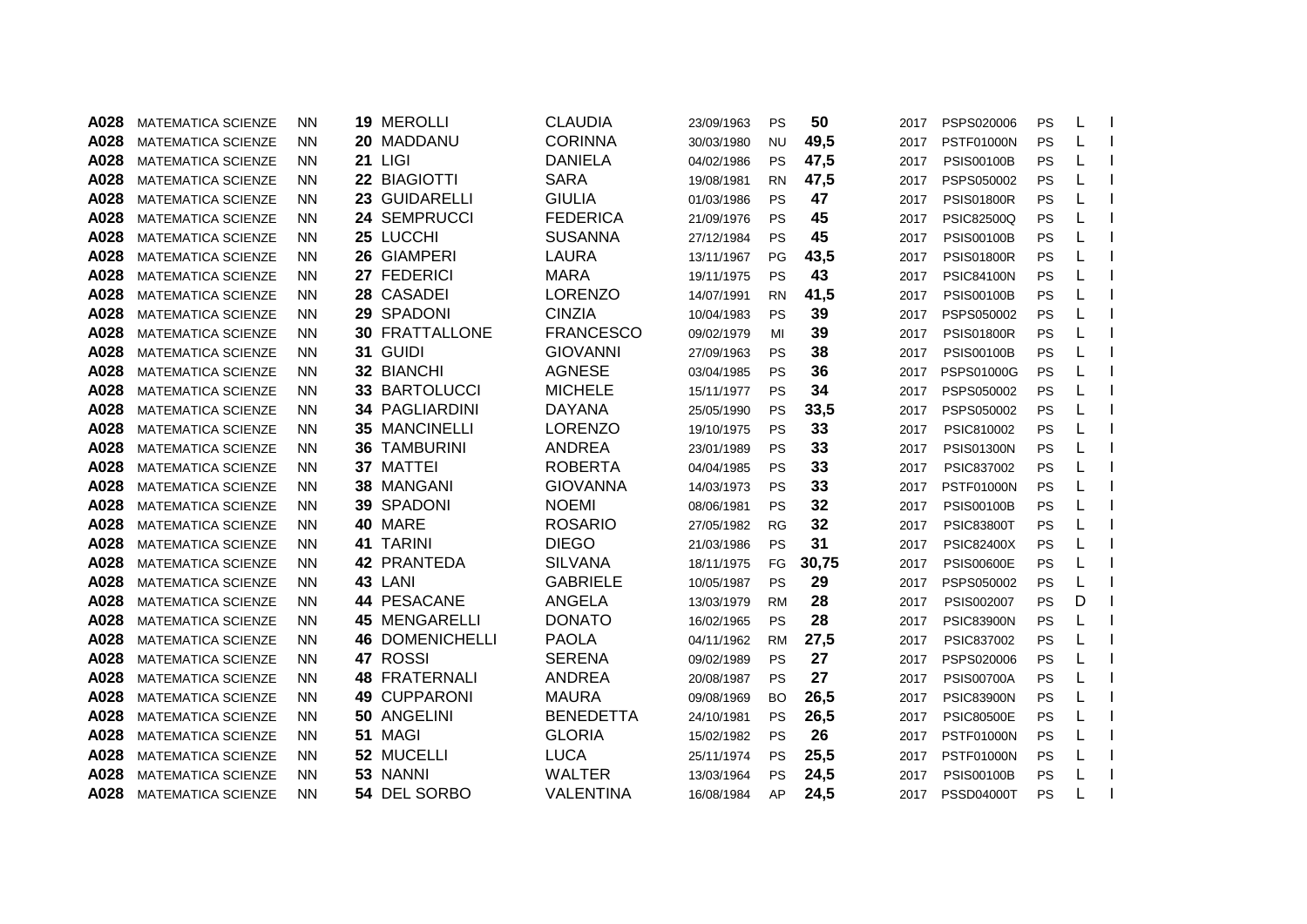| | | | | | | | | | | | | | | |
|---|---|---|---|---|---|---|---|---|---|---|---|---|---|---|
| **A028** | MATEMATICA SCIENZE | NN | **19** | MEROLLI | CLAUDIA | 23/09/1963 | PS | **50** | 2017 | PSPS020006 | PS | L | I |
| **A028** | MATEMATICA SCIENZE | NN | **20** | MADDANU | CORINNA | 30/03/1980 | NU | **49,5** | 2017 | PSTF01000N | PS | L | I |
| **A028** | MATEMATICA SCIENZE | NN | **21** | LIGI | DANIELA | 04/02/1986 | PS | **47,5** | 2017 | PSIS00100B | PS | L | I |
| **A028** | MATEMATICA SCIENZE | NN | **22** | BIAGIOTTI | SARA | 19/08/1981 | RN | **47,5** | 2017 | PSPS050002 | PS | L | I |
| **A028** | MATEMATICA SCIENZE | NN | **23** | GUIDARELLI | GIULIA | 01/03/1986 | PS | **47** | 2017 | PSIS01800R | PS | L | I |
| **A028** | MATEMATICA SCIENZE | NN | **24** | SEMPRUCCI | FEDERICA | 21/09/1976 | PS | **45** | 2017 | PSIC82500Q | PS | L | I |
| **A028** | MATEMATICA SCIENZE | NN | **25** | LUCCHI | SUSANNA | 27/12/1984 | PS | **45** | 2017 | PSIS00100B | PS | L | I |
| **A028** | MATEMATICA SCIENZE | NN | **26** | GIAMPERI | LAURA | 13/11/1967 | PG | **43,5** | 2017 | PSIS01800R | PS | L | I |
| **A028** | MATEMATICA SCIENZE | NN | **27** | FEDERICI | MARA | 19/11/1975 | PS | **43** | 2017 | PSIC84100N | PS | L | I |
| **A028** | MATEMATICA SCIENZE | NN | **28** | CASADEI | LORENZO | 14/07/1991 | RN | **41,5** | 2017 | PSIS00100B | PS | L | I |
| **A028** | MATEMATICA SCIENZE | NN | **29** | SPADONI | CINZIA | 10/04/1983 | PS | **39** | 2017 | PSPS050002 | PS | L | I |
| **A028** | MATEMATICA SCIENZE | NN | **30** | FRATTALLONE | FRANCESCO | 09/02/1979 | MI | **39** | 2017 | PSIS01800R | PS | L | I |
| **A028** | MATEMATICA SCIENZE | NN | **31** | GUIDI | GIOVANNI | 27/09/1963 | PS | **38** | 2017 | PSIS00100B | PS | L | I |
| **A028** | MATEMATICA SCIENZE | NN | **32** | BIANCHI | AGNESE | 03/04/1985 | PS | **36** | 2017 | PSPS01000G | PS | L | I |
| **A028** | MATEMATICA SCIENZE | NN | **33** | BARTOLUCCI | MICHELE | 15/11/1977 | PS | **34** | 2017 | PSPS050002 | PS | L | I |
| **A028** | MATEMATICA SCIENZE | NN | **34** | PAGLIARDINI | DAYANA | 25/05/1990 | PS | **33,5** | 2017 | PSPS050002 | PS | L | I |
| **A028** | MATEMATICA SCIENZE | NN | **35** | MANCINELLI | LORENZO | 19/10/1975 | PS | **33** | 2017 | PSIC810002 | PS | L | I |
| **A028** | MATEMATICA SCIENZE | NN | **36** | TAMBURINI | ANDREA | 23/01/1989 | PS | **33** | 2017 | PSIS01300N | PS | L | I |
| **A028** | MATEMATICA SCIENZE | NN | **37** | MATTEI | ROBERTA | 04/04/1985 | PS | **33** | 2017 | PSIC837002 | PS | L | I |
| **A028** | MATEMATICA SCIENZE | NN | **38** | MANGANI | GIOVANNA | 14/03/1973 | PS | **33** | 2017 | PSTF01000N | PS | L | I |
| **A028** | MATEMATICA SCIENZE | NN | **39** | SPADONI | NOEMI | 08/06/1981 | PS | **32** | 2017 | PSIS00100B | PS | L | I |
| **A028** | MATEMATICA SCIENZE | NN | **40** | MARE | ROSARIO | 27/05/1982 | RG | **32** | 2017 | PSIC83800T | PS | L | I |
| **A028** | MATEMATICA SCIENZE | NN | **41** | TARINI | DIEGO | 21/03/1986 | PS | **31** | 2017 | PSIC82400X | PS | L | I |
| **A028** | MATEMATICA SCIENZE | NN | **42** | PRANTEDA | SILVANA | 18/11/1975 | FG | **30,75** | 2017 | PSIS00600E | PS | L | I |
| **A028** | MATEMATICA SCIENZE | NN | **43** | LANI | GABRIELE | 10/05/1987 | PS | **29** | 2017 | PSPS050002 | PS | L | I |
| **A028** | MATEMATICA SCIENZE | NN | **44** | PESACANE | ANGELA | 13/03/1979 | RM | **28** | 2017 | PSIS002007 | PS | D | I |
| **A028** | MATEMATICA SCIENZE | NN | **45** | MENGARELLI | DONATO | 16/02/1965 | PS | **28** | 2017 | PSIC83900N | PS | L | I |
| **A028** | MATEMATICA SCIENZE | NN | **46** | DOMENICHELLI | PAOLA | 04/11/1962 | RM | **27,5** | 2017 | PSIC837002 | PS | L | I |
| **A028** | MATEMATICA SCIENZE | NN | **47** | ROSSI | SERENA | 09/02/1989 | PS | **27** | 2017 | PSPS020006 | PS | L | I |
| **A028** | MATEMATICA SCIENZE | NN | **48** | FRATERNALI | ANDREA | 20/08/1987 | PS | **27** | 2017 | PSIS00700A | PS | L | I |
| **A028** | MATEMATICA SCIENZE | NN | **49** | CUPPARONI | MAURA | 09/08/1969 | BO | **26,5** | 2017 | PSIC83900N | PS | L | I |
| **A028** | MATEMATICA SCIENZE | NN | **50** | ANGELINI | BENEDETTA | 24/10/1981 | PS | **26,5** | 2017 | PSIC80500E | PS | L | I |
| **A028** | MATEMATICA SCIENZE | NN | **51** | MAGI | GLORIA | 15/02/1982 | PS | **26** | 2017 | PSTF01000N | PS | L | I |
| **A028** | MATEMATICA SCIENZE | NN | **52** | MUCELLI | LUCA | 25/11/1974 | PS | **25,5** | 2017 | PSTF01000N | PS | L | I |
| **A028** | MATEMATICA SCIENZE | NN | **53** | NANNI | WALTER | 13/03/1964 | PS | **24,5** | 2017 | PSIS00100B | PS | L | I |
| **A028** | MATEMATICA SCIENZE | NN | **54** | DEL SORBO | VALENTINA | 16/08/1984 | AP | **24,5** | 2017 | PSSD04000T | PS | L | I |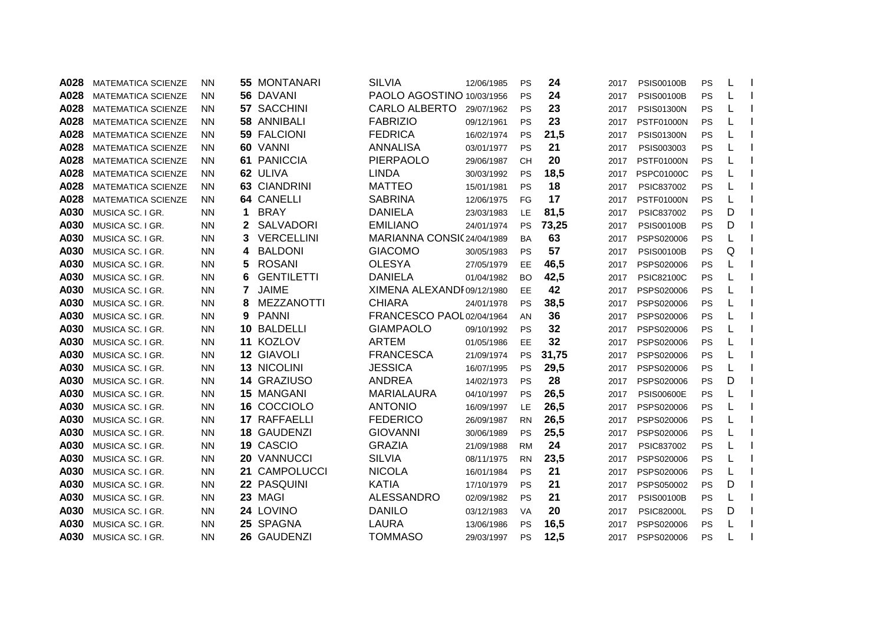| | | | | | | | | | | | | | |
|---|---|---|---|---|---|---|---|---|---|---|---|---|---|
| **A028** | MATEMATICA SCIENZE | NN | **55** | MONTANARI | SILVIA | 12/06/1985 | PS | **24** | 2017 | PSIS00100B | PS | L | I |
| **A028** | MATEMATICA SCIENZE | NN | **56** | DAVANI | PAOLO AGOSTINO | 10/03/1956 | PS | **24** | 2017 | PSIS00100B | PS | L | I |
| **A028** | MATEMATICA SCIENZE | NN | **57** | SACCHINI | CARLO ALBERTO | 29/07/1962 | PS | **23** | 2017 | PSIS01300N | PS | L | I |
| **A028** | MATEMATICA SCIENZE | NN | **58** | ANNIBALI | FABRIZIO | 09/12/1961 | PS | **23** | 2017 | PSTF01000N | PS | L | I |
| **A028** | MATEMATICA SCIENZE | NN | **59** | FALCIONI | FEDRICA | 16/02/1974 | PS | **21,5** | 2017 | PSIS01300N | PS | L | I |
| **A028** | MATEMATICA SCIENZE | NN | **60** | VANNI | ANNALISA | 03/01/1977 | PS | **21** | 2017 | PSIS003003 | PS | L | I |
| **A028** | MATEMATICA SCIENZE | NN | **61** | PANICCIA | PIERPAOLO | 29/06/1987 | CH | **20** | 2017 | PSTF01000N | PS | L | I |
| **A028** | MATEMATICA SCIENZE | NN | **62** | ULIVA | LINDA | 30/03/1992 | PS | **18,5** | 2017 | PSPC01000C | PS | L | I |
| **A028** | MATEMATICA SCIENZE | NN | **63** | CIANDRINI | MATTEO | 15/01/1981 | PS | **18** | 2017 | PSIC837002 | PS | L | I |
| **A028** | MATEMATICA SCIENZE | NN | **64** | CANELLI | SABRINA | 12/06/1975 | FG | **17** | 2017 | PSTF01000N | PS | L | I |
| **A030** | MUSICA SC. I GR. | NN | **1** | BRAY | DANIELA | 23/03/1983 | LE | **81,5** | 2017 | PSIC837002 | PS | D | I |
| **A030** | MUSICA SC. I GR. | NN | **2** | SALVADORI | EMILIANO | 24/01/1974 | PS | **73,25** | 2017 | PSIS00100B | PS | D | I |
| **A030** | MUSICA SC. I GR. | NN | **3** | VERCELLINI | MARIANNA CONSI( | 24/04/1989 | BA | **63** | 2017 | PSPS020006 | PS | L | I |
| **A030** | MUSICA SC. I GR. | NN | **4** | BALDONI | GIACOMO | 30/05/1983 | PS | **57** | 2017 | PSIS00100B | PS | Q | I |
| **A030** | MUSICA SC. I GR. | NN | **5** | ROSANI | OLESYA | 27/05/1979 | EE | **46,5** | 2017 | PSPS020006 | PS | L | I |
| **A030** | MUSICA SC. I GR. | NN | **6** | GENTILETTI | DANIELA | 01/04/1982 | BO | **42,5** | 2017 | PSIC82100C | PS | L | I |
| **A030** | MUSICA SC. I GR. | NN | **7** | JAIME | XIMENA ALEXANDI | 09/12/1980 | EE | **42** | 2017 | PSPS020006 | PS | L | I |
| **A030** | MUSICA SC. I GR. | NN | **8** | MEZZANOTTI | CHIARA | 24/01/1978 | PS | **38,5** | 2017 | PSPS020006 | PS | L | I |
| **A030** | MUSICA SC. I GR. | NN | **9** | PANNI | FRANCESCO PAOL | 02/04/1964 | AN | **36** | 2017 | PSPS020006 | PS | L | I |
| **A030** | MUSICA SC. I GR. | NN | **10** | BALDELLI | GIAMPAOLO | 09/10/1992 | PS | **32** | 2017 | PSPS020006 | PS | L | I |
| **A030** | MUSICA SC. I GR. | NN | **11** | KOZLOV | ARTEM | 01/05/1986 | EE | **32** | 2017 | PSPS020006 | PS | L | I |
| **A030** | MUSICA SC. I GR. | NN | **12** | GIAVOLI | FRANCESCA | 21/09/1974 | PS | **31,75** | 2017 | PSPS020006 | PS | L | I |
| **A030** | MUSICA SC. I GR. | NN | **13** | NICOLINI | JESSICA | 16/07/1995 | PS | **29,5** | 2017 | PSPS020006 | PS | L | I |
| **A030** | MUSICA SC. I GR. | NN | **14** | GRAZIUSO | ANDREA | 14/02/1973 | PS | **28** | 2017 | PSPS020006 | PS | D | I |
| **A030** | MUSICA SC. I GR. | NN | **15** | MANGANI | MARIALAURA | 04/10/1997 | PS | **26,5** | 2017 | PSIS00600E | PS | L | I |
| **A030** | MUSICA SC. I GR. | NN | **16** | COCCIOLO | ANTONIO | 16/09/1997 | LE | **26,5** | 2017 | PSPS020006 | PS | L | I |
| **A030** | MUSICA SC. I GR. | NN | **17** | RAFFAELLI | FEDERICO | 26/09/1987 | RN | **26,5** | 2017 | PSPS020006 | PS | L | I |
| **A030** | MUSICA SC. I GR. | NN | **18** | GAUDENZI | GIOVANNI | 30/06/1989 | PS | **25,5** | 2017 | PSPS020006 | PS | L | I |
| **A030** | MUSICA SC. I GR. | NN | **19** | CASCIO | GRAZIA | 21/09/1988 | RM | **24** | 2017 | PSIC837002 | PS | L | I |
| **A030** | MUSICA SC. I GR. | NN | **20** | VANNUCCI | SILVIA | 08/11/1975 | RN | **23,5** | 2017 | PSPS020006 | PS | L | I |
| **A030** | MUSICA SC. I GR. | NN | **21** | CAMPOLUCCI | NICOLA | 16/01/1984 | PS | **21** | 2017 | PSPS020006 | PS | L | I |
| **A030** | MUSICA SC. I GR. | NN | **22** | PASQUINI | KATIA | 17/10/1979 | PS | **21** | 2017 | PSPS050002 | PS | D | I |
| **A030** | MUSICA SC. I GR. | NN | **23** | MAGI | ALESSANDRO | 02/09/1982 | PS | **21** | 2017 | PSIS00100B | PS | L | I |
| **A030** | MUSICA SC. I GR. | NN | **24** | LOVINO | DANILO | 03/12/1983 | VA | **20** | 2017 | PSIC82000L | PS | D | I |
| **A030** | MUSICA SC. I GR. | NN | **25** | SPAGNA | LAURA | 13/06/1986 | PS | **16,5** | 2017 | PSPS020006 | PS | L | I |
| **A030** | MUSICA SC. I GR. | NN | **26** | GAUDENZI | TOMMASO | 29/03/1997 | PS | **12,5** | 2017 | PSPS020006 | PS | L | I |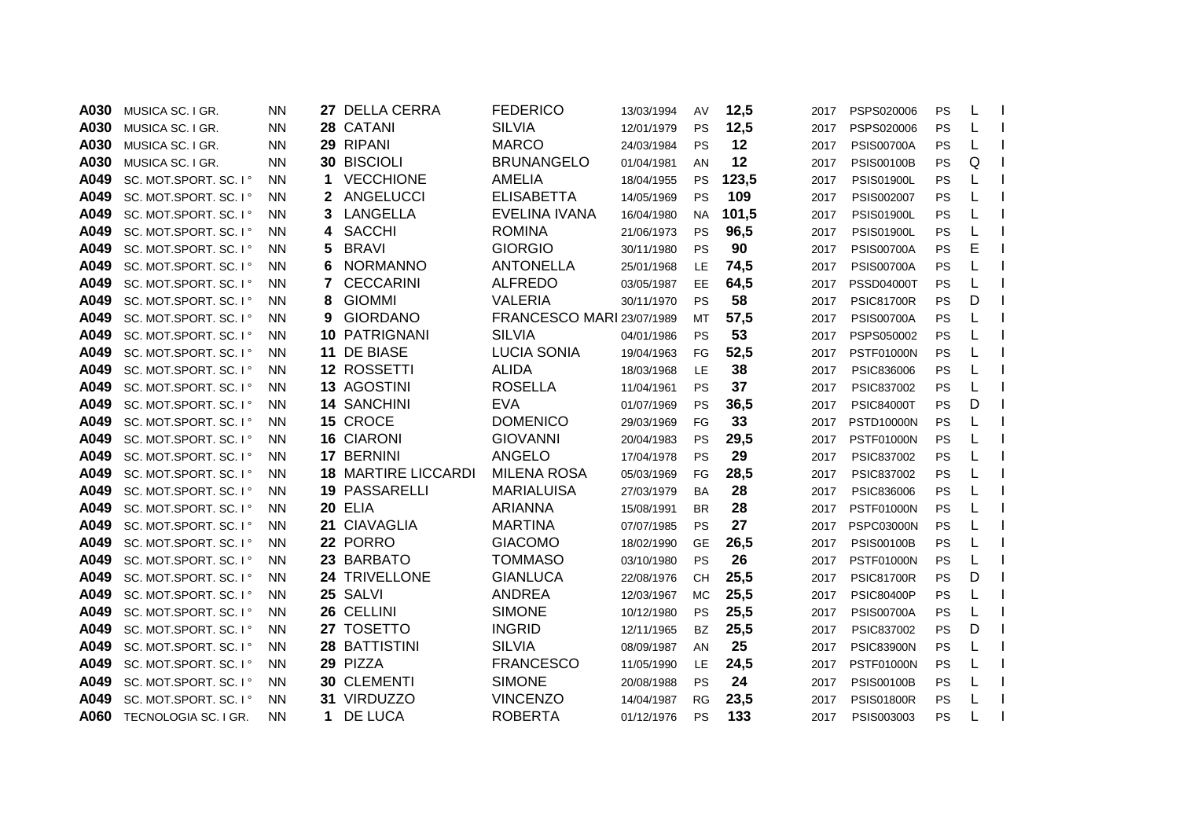| | | | | | | | | | | | | | |
|---|---|---|---|---|---|---|---|---|---|---|---|---|---|
| **A030** | MUSICA SC. I GR. | NN | **27** | DELLA CERRA | FEDERICO | 13/03/1994 | AV | **12,5** | 2017 | PSPS020006 | PS | L | I |
| **A030** | MUSICA SC. I GR. | NN | **28** | CATANI | SILVIA | 12/01/1979 | PS | **12,5** | 2017 | PSPS020006 | PS | L | I |
| **A030** | MUSICA SC. I GR. | NN | **29** | RIPANI | MARCO | 24/03/1984 | PS | **12** | 2017 | PSIS00700A | PS | L | I |
| **A030** | MUSICA SC. I GR. | NN | **30** | BISCIOLI | BRUNANGELO | 01/04/1981 | AN | **12** | 2017 | PSIS00100B | PS | Q | I |
| **A049** | SC. MOT.SPORT. SC. I ° | NN | **1** | VECCHIONE | AMELIA | 18/04/1955 | PS | **123,5** | 2017 | PSIS01900L | PS | L | I |
| **A049** | SC. MOT.SPORT. SC. I ° | NN | **2** | ANGELUCCI | ELISABETTA | 14/05/1969 | PS | **109** | 2017 | PSIS002007 | PS | L | I |
| **A049** | SC. MOT.SPORT. SC. I ° | NN | **3** | LANGELLA | EVELINA IVANA | 16/04/1980 | NA | **101,5** | 2017 | PSIS01900L | PS | L | I |
| **A049** | SC. MOT.SPORT. SC. I ° | NN | **4** | SACCHI | ROMINA | 21/06/1973 | PS | **96,5** | 2017 | PSIS01900L | PS | L | I |
| **A049** | SC. MOT.SPORT. SC. I ° | NN | **5** | BRAVI | GIORGIO | 30/11/1980 | PS | **90** | 2017 | PSIS00700A | PS | E | I |
| **A049** | SC. MOT.SPORT. SC. I ° | NN | **6** | NORMANNO | ANTONELLA | 25/01/1968 | LE | **74,5** | 2017 | PSIS00700A | PS | L | I |
| **A049** | SC. MOT.SPORT. SC. I ° | NN | **7** | CECCARINI | ALFREDO | 03/05/1987 | EE | **64,5** | 2017 | PSSD04000T | PS | L | I |
| **A049** | SC. MOT.SPORT. SC. I ° | NN | **8** | GIOMMI | VALERIA | 30/11/1970 | PS | **58** | 2017 | PSIC81700R | PS | D | I |
| **A049** | SC. MOT.SPORT. SC. I ° | NN | **9** | GIORDANO | FRANCESCO MARI | 23/07/1989 | MT | **57,5** | 2017 | PSIS00700A | PS | L | I |
| **A049** | SC. MOT.SPORT. SC. I ° | NN | **10** | PATRIGNANI | SILVIA | 04/01/1986 | PS | **53** | 2017 | PSPS050002 | PS | L | I |
| **A049** | SC. MOT.SPORT. SC. I ° | NN | **11** | DE BIASE | LUCIA SONIA | 19/04/1963 | FG | **52,5** | 2017 | PSTF01000N | PS | L | I |
| **A049** | SC. MOT.SPORT. SC. I ° | NN | **12** | ROSSETTI | ALIDA | 18/03/1968 | LE | **38** | 2017 | PSIC836006 | PS | L | I |
| **A049** | SC. MOT.SPORT. SC. I ° | NN | **13** | AGOSTINI | ROSELLA | 11/04/1961 | PS | **37** | 2017 | PSIC837002 | PS | L | I |
| **A049** | SC. MOT.SPORT. SC. I ° | NN | **14** | SANCHINI | EVA | 01/07/1969 | PS | **36,5** | 2017 | PSIC84000T | PS | D | I |
| **A049** | SC. MOT.SPORT. SC. I ° | NN | **15** | CROCE | DOMENICO | 29/03/1969 | FG | **33** | 2017 | PSTD10000N | PS | L | I |
| **A049** | SC. MOT.SPORT. SC. I ° | NN | **16** | CIARONI | GIOVANNI | 20/04/1983 | PS | **29,5** | 2017 | PSTF01000N | PS | L | I |
| **A049** | SC. MOT.SPORT. SC. I ° | NN | **17** | BERNINI | ANGELO | 17/04/1978 | PS | **29** | 2017 | PSIC837002 | PS | L | I |
| **A049** | SC. MOT.SPORT. SC. I ° | NN | **18** | MARTIRE LICCARDI | MILENA ROSA | 05/03/1969 | FG | **28,5** | 2017 | PSIC837002 | PS | L | I |
| **A049** | SC. MOT.SPORT. SC. I ° | NN | **19** | PASSARELLI | MARIALUISA | 27/03/1979 | BA | **28** | 2017 | PSIC836006 | PS | L | I |
| **A049** | SC. MOT.SPORT. SC. I ° | NN | **20** | ELIA | ARIANNA | 15/08/1991 | BR | **28** | 2017 | PSTF01000N | PS | L | I |
| **A049** | SC. MOT.SPORT. SC. I ° | NN | **21** | CIAVAGLIA | MARTINA | 07/07/1985 | PS | **27** | 2017 | PSPC03000N | PS | L | I |
| **A049** | SC. MOT.SPORT. SC. I ° | NN | **22** | PORRO | GIACOMO | 18/02/1990 | GE | **26,5** | 2017 | PSIS00100B | PS | L | I |
| **A049** | SC. MOT.SPORT. SC. I ° | NN | **23** | BARBATO | TOMMASO | 03/10/1980 | PS | **26** | 2017 | PSTF01000N | PS | L | I |
| **A049** | SC. MOT.SPORT. SC. I ° | NN | **24** | TRIVELLONE | GIANLUCA | 22/08/1976 | CH | **25,5** | 2017 | PSIC81700R | PS | D | I |
| **A049** | SC. MOT.SPORT. SC. I ° | NN | **25** | SALVI | ANDREA | 12/03/1967 | MC | **25,5** | 2017 | PSIC80400P | PS | L | I |
| **A049** | SC. MOT.SPORT. SC. I ° | NN | **26** | CELLINI | SIMONE | 10/12/1980 | PS | **25,5** | 2017 | PSIS00700A | PS | L | I |
| **A049** | SC. MOT.SPORT. SC. I ° | NN | **27** | TOSETTO | INGRID | 12/11/1965 | BZ | **25,5** | 2017 | PSIC837002 | PS | D | I |
| **A049** | SC. MOT.SPORT. SC. I ° | NN | **28** | BATTISTINI | SILVIA | 08/09/1987 | AN | **25** | 2017 | PSIC83900N | PS | L | I |
| **A049** | SC. MOT.SPORT. SC. I ° | NN | **29** | PIZZA | FRANCESCO | 11/05/1990 | LE | **24,5** | 2017 | PSTF01000N | PS | L | I |
| **A049** | SC. MOT.SPORT. SC. I ° | NN | **30** | CLEMENTI | SIMONE | 20/08/1988 | PS | **24** | 2017 | PSIS00100B | PS | L | I |
| **A049** | SC. MOT.SPORT. SC. I ° | NN | **31** | VIRDUZZO | VINCENZO | 14/04/1987 | RG | **23,5** | 2017 | PSIS01800R | PS | L | I |
| **A060** | TECNOLOGIA SC. I GR. | NN | **1** | DE LUCA | ROBERTA | 01/12/1976 | PS | **133** | 2017 | PSIS003003 | PS | L | I |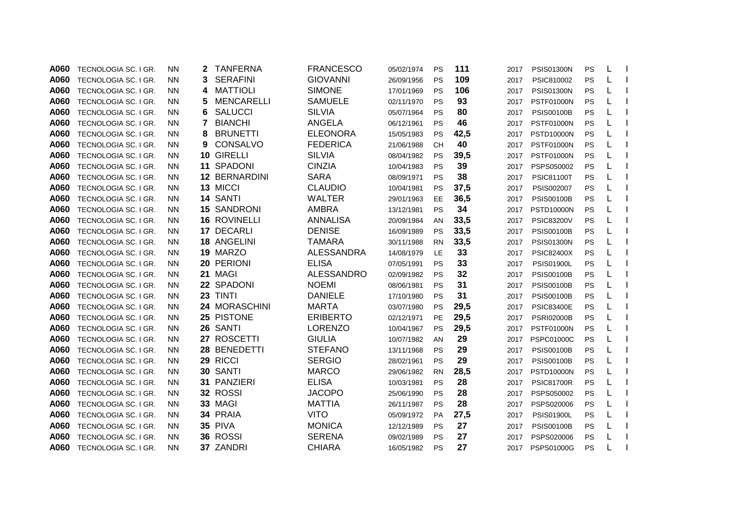| | | | | | | | | | | | | | | |
|---|---|---|---|---|---|---|---|---|---|---|---|---|---|---|
| **A060** | TECNOLOGIA SC. I GR. | NN | **2** | TANFERNA | FRANCESCO | 05/02/1974 | PS | **111** | 2017 | PSIS01300N | PS | L | I |
| **A060** | TECNOLOGIA SC. I GR. | NN | **3** | SERAFINI | GIOVANNI | 26/09/1956 | PS | **109** | 2017 | PSIC810002 | PS | L | I |
| **A060** | TECNOLOGIA SC. I GR. | NN | **4** | MATTIOLI | SIMONE | 17/01/1969 | PS | **106** | 2017 | PSIS01300N | PS | L | I |
| **A060** | TECNOLOGIA SC. I GR. | NN | **5** | MENCARELLI | SAMUELE | 02/11/1970 | PS | **93** | 2017 | PSTF01000N | PS | L | I |
| **A060** | TECNOLOGIA SC. I GR. | NN | **6** | SALUCCI | SILVIA | 05/07/1964 | PS | **80** | 2017 | PSIS00100B | PS | L | I |
| **A060** | TECNOLOGIA SC. I GR. | NN | **7** | BIANCHI | ANGELA | 06/12/1961 | PS | **46** | 2017 | PSTF01000N | PS | L | I |
| **A060** | TECNOLOGIA SC. I GR. | NN | **8** | BRUNETTI | ELEONORA | 15/05/1983 | PS | **42,5** | 2017 | PSTD10000N | PS | L | I |
| **A060** | TECNOLOGIA SC. I GR. | NN | **9** | CONSALVO | FEDERICA | 21/06/1988 | CH | **40** | 2017 | PSTF01000N | PS | L | I |
| **A060** | TECNOLOGIA SC. I GR. | NN | **10** | GIRELLI | SILVIA | 08/04/1982 | PS | **39,5** | 2017 | PSTF01000N | PS | L | I |
| **A060** | TECNOLOGIA SC. I GR. | NN | **11** | SPADONI | CINZIA | 10/04/1983 | PS | **39** | 2017 | PSPS050002 | PS | L | I |
| **A060** | TECNOLOGIA SC. I GR. | NN | **12** | BERNARDINI | SARA | 08/09/1971 | PS | **38** | 2017 | PSIC81100T | PS | L | I |
| **A060** | TECNOLOGIA SC. I GR. | NN | **13** | MICCI | CLAUDIO | 10/04/1981 | PS | **37,5** | 2017 | PSIS002007 | PS | L | I |
| **A060** | TECNOLOGIA SC. I GR. | NN | **14** | SANTI | WALTER | 29/01/1963 | EE | **36,5** | 2017 | PSIS00100B | PS | L | I |
| **A060** | TECNOLOGIA SC. I GR. | NN | **15** | SANDRONI | AMBRA | 13/12/1981 | PS | **34** | 2017 | PSTD10000N | PS | L | I |
| **A060** | TECNOLOGIA SC. I GR. | NN | **16** | ROVINELLI | ANNALISA | 20/09/1984 | AN | **33,5** | 2017 | PSIC83200V | PS | L | I |
| **A060** | TECNOLOGIA SC. I GR. | NN | **17** | DECARLI | DENISE | 16/09/1989 | PS | **33,5** | 2017 | PSIS00100B | PS | L | I |
| **A060** | TECNOLOGIA SC. I GR. | NN | **18** | ANGELINI | TAMARA | 30/11/1988 | RN | **33,5** | 2017 | PSIS01300N | PS | L | I |
| **A060** | TECNOLOGIA SC. I GR. | NN | **19** | MARZO | ALESSANDRA | 14/08/1979 | LE | **33** | 2017 | PSIC82400X | PS | L | I |
| **A060** | TECNOLOGIA SC. I GR. | NN | **20** | PERIONI | ELISA | 07/05/1991 | PS | **33** | 2017 | PSIS01900L | PS | L | I |
| **A060** | TECNOLOGIA SC. I GR. | NN | **21** | MAGI | ALESSANDRO | 02/09/1982 | PS | **32** | 2017 | PSIS00100B | PS | L | I |
| **A060** | TECNOLOGIA SC. I GR. | NN | **22** | SPADONI | NOEMI | 08/06/1981 | PS | **31** | 2017 | PSIS00100B | PS | L | I |
| **A060** | TECNOLOGIA SC. I GR. | NN | **23** | TINTI | DANIELE | 17/10/1980 | PS | **31** | 2017 | PSIS00100B | PS | L | I |
| **A060** | TECNOLOGIA SC. I GR. | NN | **24** | MORASCHINI | MARTA | 03/07/1980 | PS | **29,5** | 2017 | PSIC83400E | PS | L | I |
| **A060** | TECNOLOGIA SC. I GR. | NN | **25** | PISTONE | ERIBERTO | 02/12/1971 | PE | **29,5** | 2017 | PSRI02000B | PS | L | I |
| **A060** | TECNOLOGIA SC. I GR. | NN | **26** | SANTI | LORENZO | 10/04/1967 | PS | **29,5** | 2017 | PSTF01000N | PS | L | I |
| **A060** | TECNOLOGIA SC. I GR. | NN | **27** | ROSCETTI | GIULIA | 10/07/1982 | AN | **29** | 2017 | PSPC01000C | PS | L | I |
| **A060** | TECNOLOGIA SC. I GR. | NN | **28** | BENEDETTI | STEFANO | 13/11/1968 | PS | **29** | 2017 | PSIS00100B | PS | L | I |
| **A060** | TECNOLOGIA SC. I GR. | NN | **29** | RICCI | SERGIO | 28/02/1961 | PS | **29** | 2017 | PSIS00100B | PS | L | I |
| **A060** | TECNOLOGIA SC. I GR. | NN | **30** | SANTI | MARCO | 29/06/1982 | RN | **28,5** | 2017 | PSTD10000N | PS | L | I |
| **A060** | TECNOLOGIA SC. I GR. | NN | **31** | PANZIERI | ELISA | 10/03/1981 | PS | **28** | 2017 | PSIC81700R | PS | L | I |
| **A060** | TECNOLOGIA SC. I GR. | NN | **32** | ROSSI | JACOPO | 25/06/1990 | PS | **28** | 2017 | PSPS050002 | PS | L | I |
| **A060** | TECNOLOGIA SC. I GR. | NN | **33** | MAGI | MATTIA | 26/11/1987 | PS | **28** | 2017 | PSPS020006 | PS | L | I |
| **A060** | TECNOLOGIA SC. I GR. | NN | **34** | PRAIA | VITO | 05/09/1972 | PA | **27,5** | 2017 | PSIS01900L | PS | L | I |
| **A060** | TECNOLOGIA SC. I GR. | NN | **35** | PIVA | MONICA | 12/12/1989 | PS | **27** | 2017 | PSIS00100B | PS | L | I |
| **A060** | TECNOLOGIA SC. I GR. | NN | **36** | ROSSI | SERENA | 09/02/1989 | PS | **27** | 2017 | PSPS020006 | PS | L | I |
| **A060** | TECNOLOGIA SC. I GR. | NN | **37** | ZANDRI | CHIARA | 16/05/1982 | PS | **27** | 2017 | PSPS01000G | PS | L | I |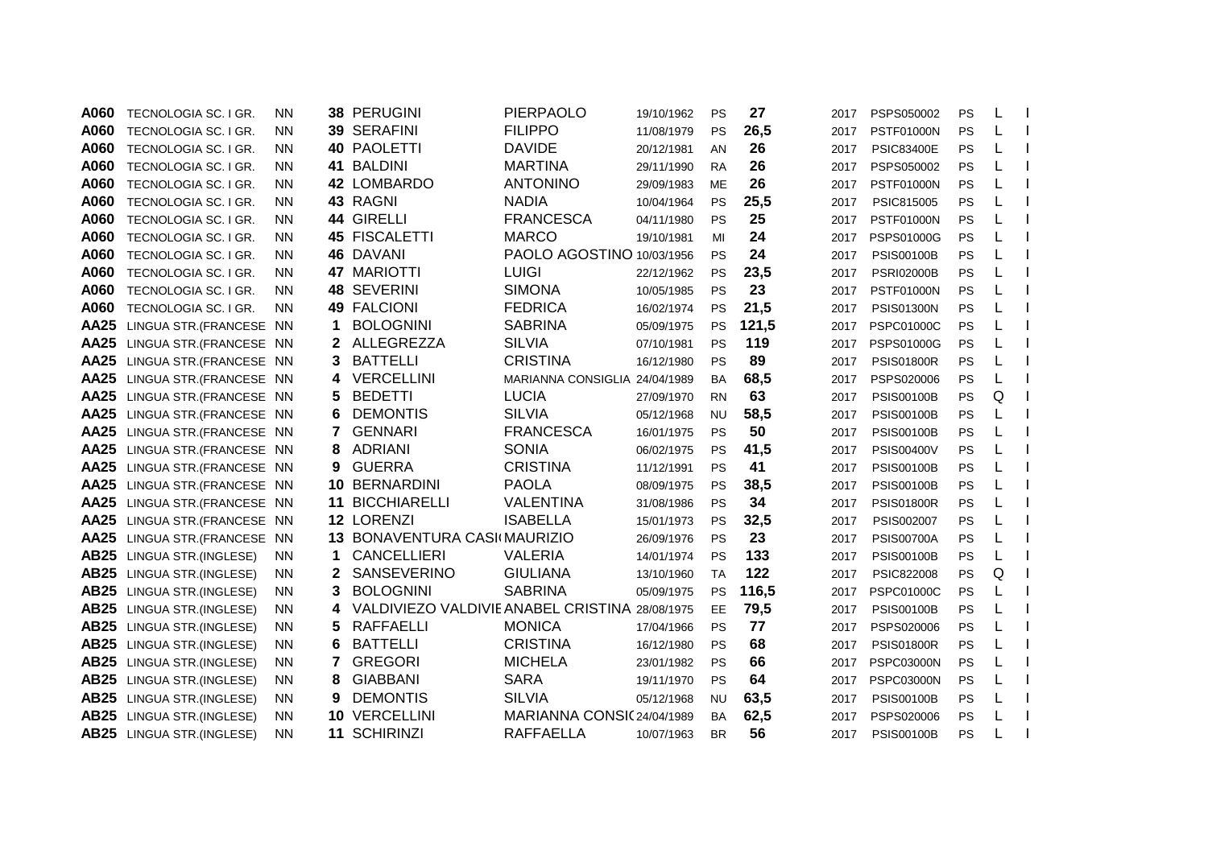| | | | | | | | | | | | | | | |
|---|---|---|---|---|---|---|---|---|---|---|---|---|---|---|
| **A060** | TECNOLOGIA SC. I GR. | NN | **38** | PERUGINI | PIERPAOLO | 19/10/1962 | PS | **27** | 2017 | PSPS050002 | PS | L | I |
| **A060** | TECNOLOGIA SC. I GR. | NN | **39** | SERAFINI | FILIPPO | 11/08/1979 | PS | **26,5** | 2017 | PSTF01000N | PS | L | I |
| **A060** | TECNOLOGIA SC. I GR. | NN | **40** | PAOLETTI | DAVIDE | 20/12/1981 | AN | **26** | 2017 | PSIC83400E | PS | L | I |
| **A060** | TECNOLOGIA SC. I GR. | NN | **41** | BALDINI | MARTINA | 29/11/1990 | RA | **26** | 2017 | PSPS050002 | PS | L | I |
| **A060** | TECNOLOGIA SC. I GR. | NN | **42** | LOMBARDO | ANTONINO | 29/09/1983 | ME | **26** | 2017 | PSTF01000N | PS | L | I |
| **A060** | TECNOLOGIA SC. I GR. | NN | **43** | RAGNI | NADIA | 10/04/1964 | PS | **25,5** | 2017 | PSIC815005 | PS | L | I |
| **A060** | TECNOLOGIA SC. I GR. | NN | **44** | GIRELLI | FRANCESCA | 04/11/1980 | PS | **25** | 2017 | PSTF01000N | PS | L | I |
| **A060** | TECNOLOGIA SC. I GR. | NN | **45** | FISCALETTI | MARCO | 19/10/1981 | MI | **24** | 2017 | PSPS01000G | PS | L | I |
| **A060** | TECNOLOGIA SC. I GR. | NN | **46** | DAVANI | PAOLO AGOSTINO | 10/03/1956 | PS | **24** | 2017 | PSIS00100B | PS | L | I |
| **A060** | TECNOLOGIA SC. I GR. | NN | **47** | MARIOTTI | LUIGI | 22/12/1962 | PS | **23,5** | 2017 | PSRI02000B | PS | L | I |
| **A060** | TECNOLOGIA SC. I GR. | NN | **48** | SEVERINI | SIMONA | 10/05/1985 | PS | **23** | 2017 | PSTF01000N | PS | L | I |
| **A060** | TECNOLOGIA SC. I GR. | NN | **49** | FALCIONI | FEDRICA | 16/02/1974 | PS | **21,5** | 2017 | PSIS01300N | PS | L | I |
| **AA25** | LINGUA STR.(FRANCESE | NN | **1** | BOLOGNINI | SABRINA | 05/09/1975 | PS | **121,5** | 2017 | PSPC01000C | PS | L | I |
| **AA25** | LINGUA STR.(FRANCESE | NN | **2** | ALLEGREZZA | SILVIA | 07/10/1981 | PS | **119** | 2017 | PSPS01000G | PS | L | I |
| **AA25** | LINGUA STR.(FRANCESE | NN | **3** | BATTELLI | CRISTINA | 16/12/1980 | PS | **89** | 2017 | PSIS01800R | PS | L | I |
| **AA25** | LINGUA STR.(FRANCESE | NN | **4** | VERCELLINI | MARIANNA CONSIGLIA | 24/04/1989 | BA | **68,5** | 2017 | PSPS020006 | PS | L | I |
| **AA25** | LINGUA STR.(FRANCESE | NN | **5** | BEDETTI | LUCIA | 27/09/1970 | RN | **63** | 2017 | PSIS00100B | PS | Q | I |
| **AA25** | LINGUA STR.(FRANCESE | NN | **6** | DEMONTIS | SILVIA | 05/12/1968 | NU | **58,5** | 2017 | PSIS00100B | PS | L | I |
| **AA25** | LINGUA STR.(FRANCESE | NN | **7** | GENNARI | FRANCESCA | 16/01/1975 | PS | **50** | 2017 | PSIS00100B | PS | L | I |
| **AA25** | LINGUA STR.(FRANCESE | NN | **8** | ADRIANI | SONIA | 06/02/1975 | PS | **41,5** | 2017 | PSIS00400V | PS | L | I |
| **AA25** | LINGUA STR.(FRANCESE | NN | **9** | GUERRA | CRISTINA | 11/12/1991 | PS | **41** | 2017 | PSIS00100B | PS | L | I |
| **AA25** | LINGUA STR.(FRANCESE | NN | **10** | BERNARDINI | PAOLA | 08/09/1975 | PS | **38,5** | 2017 | PSIS00100B | PS | L | I |
| **AA25** | LINGUA STR.(FRANCESE | NN | **11** | BICCHIARELLI | VALENTINA | 31/08/1986 | PS | **34** | 2017 | PSIS01800R | PS | L | I |
| **AA25** | LINGUA STR.(FRANCESE | NN | **12** | LORENZI | ISABELLA | 15/01/1973 | PS | **32,5** | 2017 | PSIS002007 | PS | L | I |
| **AA25** | LINGUA STR.(FRANCESE | NN | **13** | BONAVENTURA CASI( | MAURIZIO | 26/09/1976 | PS | **23** | 2017 | PSIS00700A | PS | L | I |
| **AB25** | LINGUA STR.(INGLESE) | NN | **1** | CANCELLIERI | VALERIA | 14/01/1974 | PS | **133** | 2017 | PSIS00100B | PS | L | I |
| **AB25** | LINGUA STR.(INGLESE) | NN | **2** | SANSEVERINO | GIULIANA | 13/10/1960 | TA | **122** | 2017 | PSIC822008 | PS | Q | I |
| **AB25** | LINGUA STR.(INGLESE) | NN | **3** | BOLOGNINI | SABRINA | 05/09/1975 | PS | **116,5** | 2017 | PSPC01000C | PS | L | I |
| **AB25** | LINGUA STR.(INGLESE) | NN | **4** | VALDIVIEZO VALDIVIE | ANABEL CRISTINA | 28/08/1975 | EE | **79,5** | 2017 | PSIS00100B | PS | L | I |
| **AB25** | LINGUA STR.(INGLESE) | NN | **5** | RAFFAELLI | MONICA | 17/04/1966 | PS | **77** | 2017 | PSPS020006 | PS | L | I |
| **AB25** | LINGUA STR.(INGLESE) | NN | **6** | BATTELLI | CRISTINA | 16/12/1980 | PS | **68** | 2017 | PSIS01800R | PS | L | I |
| **AB25** | LINGUA STR.(INGLESE) | NN | **7** | GREGORI | MICHELA | 23/01/1982 | PS | **66** | 2017 | PSPC03000N | PS | L | I |
| **AB25** | LINGUA STR.(INGLESE) | NN | **8** | GIABBANI | SARA | 19/11/1970 | PS | **64** | 2017 | PSPC03000N | PS | L | I |
| **AB25** | LINGUA STR.(INGLESE) | NN | **9** | DEMONTIS | SILVIA | 05/12/1968 | NU | **63,5** | 2017 | PSIS00100B | PS | L | I |
| **AB25** | LINGUA STR.(INGLESE) | NN | **10** | VERCELLINI | MARIANNA CONSI( | 24/04/1989 | BA | **62,5** | 2017 | PSPS020006 | PS | L | I |
| **AB25** | LINGUA STR.(INGLESE) | NN | **11** | SCHIRINZI | RAFFAELLA | 10/07/1963 | BR | **56** | 2017 | PSIS00100B | PS | L | I |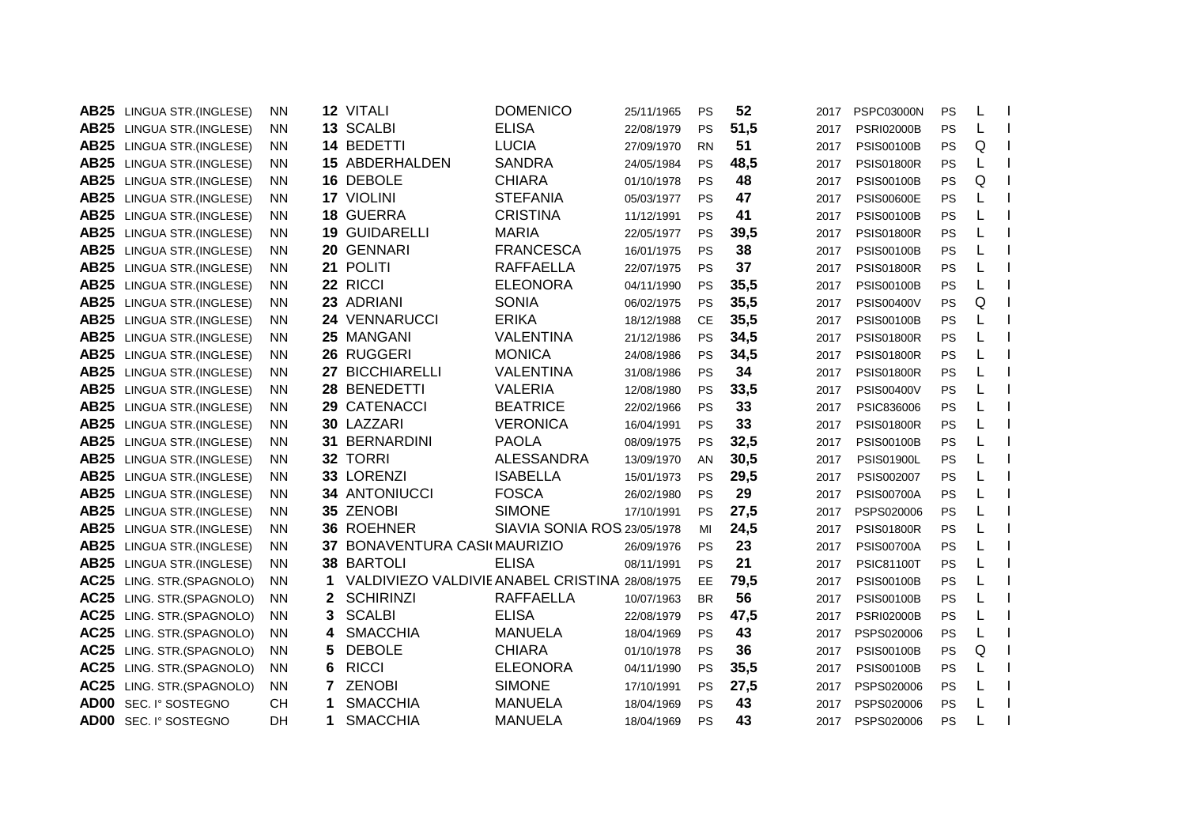| | | | | | | | | | | | | | |
|---|---|---|---|---|---|---|---|---|---|---|---|---|---|
| **AB25** | LINGUA STR.(INGLESE) | NN | **12** | VITALI | DOMENICO | 25/11/1965 | PS | **52** | 2017 | PSPC03000N | PS | L | I |
| **AB25** | LINGUA STR.(INGLESE) | NN | **13** | SCALBI | ELISA | 22/08/1979 | PS | **51,5** | 2017 | PSRI02000B | PS | L | I |
| **AB25** | LINGUA STR.(INGLESE) | NN | **14** | BEDETTI | LUCIA | 27/09/1970 | RN | **51** | 2017 | PSIS00100B | PS | Q | I |
| **AB25** | LINGUA STR.(INGLESE) | NN | **15** | ABDERHALDEN | SANDRA | 24/05/1984 | PS | **48,5** | 2017 | PSIS01800R | PS | L | I |
| **AB25** | LINGUA STR.(INGLESE) | NN | **16** | DEBOLE | CHIARA | 01/10/1978 | PS | **48** | 2017 | PSIS00100B | PS | Q | I |
| **AB25** | LINGUA STR.(INGLESE) | NN | **17** | VIOLINI | STEFANIA | 05/03/1977 | PS | **47** | 2017 | PSIS00600E | PS | L | I |
| **AB25** | LINGUA STR.(INGLESE) | NN | **18** | GUERRA | CRISTINA | 11/12/1991 | PS | **41** | 2017 | PSIS00100B | PS | L | I |
| **AB25** | LINGUA STR.(INGLESE) | NN | **19** | GUIDARELLI | MARIA | 22/05/1977 | PS | **39,5** | 2017 | PSIS01800R | PS | L | I |
| **AB25** | LINGUA STR.(INGLESE) | NN | **20** | GENNARI | FRANCESCA | 16/01/1975 | PS | **38** | 2017 | PSIS00100B | PS | L | I |
| **AB25** | LINGUA STR.(INGLESE) | NN | **21** | POLITI | RAFFAELLA | 22/07/1975 | PS | **37** | 2017 | PSIS01800R | PS | L | I |
| **AB25** | LINGUA STR.(INGLESE) | NN | **22** | RICCI | ELEONORA | 04/11/1990 | PS | **35,5** | 2017 | PSIS00100B | PS | L | I |
| **AB25** | LINGUA STR.(INGLESE) | NN | **23** | ADRIANI | SONIA | 06/02/1975 | PS | **35,5** | 2017 | PSIS00400V | PS | Q | I |
| **AB25** | LINGUA STR.(INGLESE) | NN | **24** | VENNARUCCI | ERIKA | 18/12/1988 | CE | **35,5** | 2017 | PSIS00100B | PS | L | I |
| **AB25** | LINGUA STR.(INGLESE) | NN | **25** | MANGANI | VALENTINA | 21/12/1986 | PS | **34,5** | 2017 | PSIS01800R | PS | L | I |
| **AB25** | LINGUA STR.(INGLESE) | NN | **26** | RUGGERI | MONICA | 24/08/1986 | PS | **34,5** | 2017 | PSIS01800R | PS | L | I |
| **AB25** | LINGUA STR.(INGLESE) | NN | **27** | BICCHIARELLI | VALENTINA | 31/08/1986 | PS | **34** | 2017 | PSIS01800R | PS | L | I |
| **AB25** | LINGUA STR.(INGLESE) | NN | **28** | BENEDETTI | VALERIA | 12/08/1980 | PS | **33,5** | 2017 | PSIS00400V | PS | L | I |
| **AB25** | LINGUA STR.(INGLESE) | NN | **29** | CATENACCI | BEATRICE | 22/02/1966 | PS | **33** | 2017 | PSIC836006 | PS | L | I |
| **AB25** | LINGUA STR.(INGLESE) | NN | **30** | LAZZARI | VERONICA | 16/04/1991 | PS | **33** | 2017 | PSIS01800R | PS | L | I |
| **AB25** | LINGUA STR.(INGLESE) | NN | **31** | BERNARDINI | PAOLA | 08/09/1975 | PS | **32,5** | 2017 | PSIS00100B | PS | L | I |
| **AB25** | LINGUA STR.(INGLESE) | NN | **32** | TORRI | ALESSANDRA | 13/09/1970 | AN | **30,5** | 2017 | PSIS01900L | PS | L | I |
| **AB25** | LINGUA STR.(INGLESE) | NN | **33** | LORENZI | ISABELLA | 15/01/1973 | PS | **29,5** | 2017 | PSIS002007 | PS | L | I |
| **AB25** | LINGUA STR.(INGLESE) | NN | **34** | ANTONIUCCI | FOSCA | 26/02/1980 | PS | **29** | 2017 | PSIS00700A | PS | L | I |
| **AB25** | LINGUA STR.(INGLESE) | NN | **35** | ZENOBI | SIMONE | 17/10/1991 | PS | **27,5** | 2017 | PSPS020006 | PS | L | I |
| **AB25** | LINGUA STR.(INGLESE) | NN | **36** | ROEHNER | SIAVIA SONIA ROS | 23/05/1978 | MI | **24,5** | 2017 | PSIS01800R | PS | L | I |
| **AB25** | LINGUA STR.(INGLESE) | NN | **37** | BONAVENTURA CASI | MAURIZIO | 26/09/1976 | PS | **23** | 2017 | PSIS00700A | PS | L | I |
| **AB25** | LINGUA STR.(INGLESE) | NN | **38** | BARTOLI | ELISA | 08/11/1991 | PS | **21** | 2017 | PSIC81100T | PS | L | I |
| **AC25** | LING. STR.(SPAGNOLO) | NN | **1** | VALDIVIEZO VALDIVIE | ANABEL CRISTINA | 28/08/1975 | EE | **79,5** | 2017 | PSIS00100B | PS | L | I |
| **AC25** | LING. STR.(SPAGNOLO) | NN | **2** | SCHIRINZI | RAFFAELLA | 10/07/1963 | BR | **56** | 2017 | PSIS00100B | PS | L | I |
| **AC25** | LING. STR.(SPAGNOLO) | NN | **3** | SCALBI | ELISA | 22/08/1979 | PS | **47,5** | 2017 | PSRI02000B | PS | L | I |
| **AC25** | LING. STR.(SPAGNOLO) | NN | **4** | SMACCHIA | MANUELA | 18/04/1969 | PS | **43** | 2017 | PSPS020006 | PS | L | I |
| **AC25** | LING. STR.(SPAGNOLO) | NN | **5** | DEBOLE | CHIARA | 01/10/1978 | PS | **36** | 2017 | PSIS00100B | PS | Q | I |
| **AC25** | LING. STR.(SPAGNOLO) | NN | **6** | RICCI | ELEONORA | 04/11/1990 | PS | **35,5** | 2017 | PSIS00100B | PS | L | I |
| **AC25** | LING. STR.(SPAGNOLO) | NN | **7** | ZENOBI | SIMONE | 17/10/1991 | PS | **27,5** | 2017 | PSPS020006 | PS | L | I |
| **AD00** | SEC. I° SOSTEGNO | CH | **1** | SMACCHIA | MANUELA | 18/04/1969 | PS | **43** | 2017 | PSPS020006 | PS | L | I |
| **AD00** | SEC. I° SOSTEGNO | DH | **1** | SMACCHIA | MANUELA | 18/04/1969 | PS | **43** | 2017 | PSPS020006 | PS | L | I |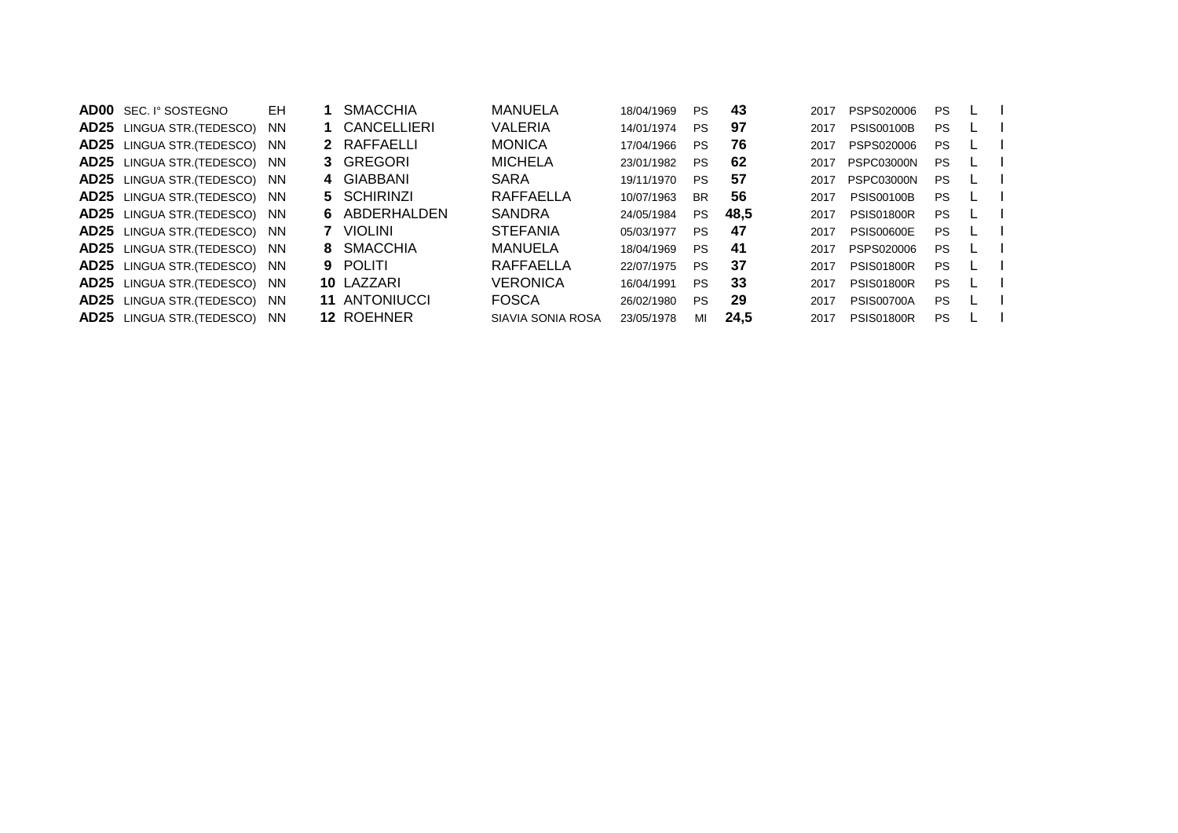| | | | | | | | | | | | | | | |
|---|---|---|---|---|---|---|---|---|---|---|---|---|---|---|
| **AD00** | SEC. I° SOSTEGNO | EH | **1** | SMACCHIA | MANUELA | 18/04/1969 | PS | **43** | 2017 | PSPS020006 | PS | L | I |
| **AD25** | LINGUA STR.(TEDESCO) | NN | **1** | CANCELLIERI | VALERIA | 14/01/1974 | PS | **97** | 2017 | PSIS00100B | PS | L | I |
| **AD25** | LINGUA STR.(TEDESCO) | NN | **2** | RAFFAELLI | MONICA | 17/04/1966 | PS | **76** | 2017 | PSPS020006 | PS | L | I |
| **AD25** | LINGUA STR.(TEDESCO) | NN | **3** | GREGORI | MICHELA | 23/01/1982 | PS | **62** | 2017 | PSPC03000N | PS | L | I |
| **AD25** | LINGUA STR.(TEDESCO) | NN | **4** | GIABBANI | SARA | 19/11/1970 | PS | **57** | 2017 | PSPC03000N | PS | L | I |
| **AD25** | LINGUA STR.(TEDESCO) | NN | **5** | SCHIRINZI | RAFFAELLA | 10/07/1963 | BR | **56** | 2017 | PSIS00100B | PS | L | I |
| **AD25** | LINGUA STR.(TEDESCO) | NN | **6** | ABDERHALDEN | SANDRA | 24/05/1984 | PS | **48,5** | 2017 | PSIS01800R | PS | L | I |
| **AD25** | LINGUA STR.(TEDESCO) | NN | **7** | VIOLINI | STEFANIA | 05/03/1977 | PS | **47** | 2017 | PSIS00600E | PS | L | I |
| **AD25** | LINGUA STR.(TEDESCO) | NN | **8** | SMACCHIA | MANUELA | 18/04/1969 | PS | **41** | 2017 | PSPS020006 | PS | L | I |
| **AD25** | LINGUA STR.(TEDESCO) | NN | **9** | POLITI | RAFFAELLA | 22/07/1975 | PS | **37** | 2017 | PSIS01800R | PS | L | I |
| **AD25** | LINGUA STR.(TEDESCO) | NN | **10** | LAZZARI | VERONICA | 16/04/1991 | PS | **33** | 2017 | PSIS01800R | PS | L | I |
| **AD25** | LINGUA STR.(TEDESCO) | NN | **11** | ANTONIUCCI | FOSCA | 26/02/1980 | PS | **29** | 2017 | PSIS00700A | PS | L | I |
| **AD25** | LINGUA STR.(TEDESCO) | NN | **12** | ROEHNER | SIAVIA SONIA ROSA | 23/05/1978 | MI | **24,5** | 2017 | PSIS01800R | PS | L | I |